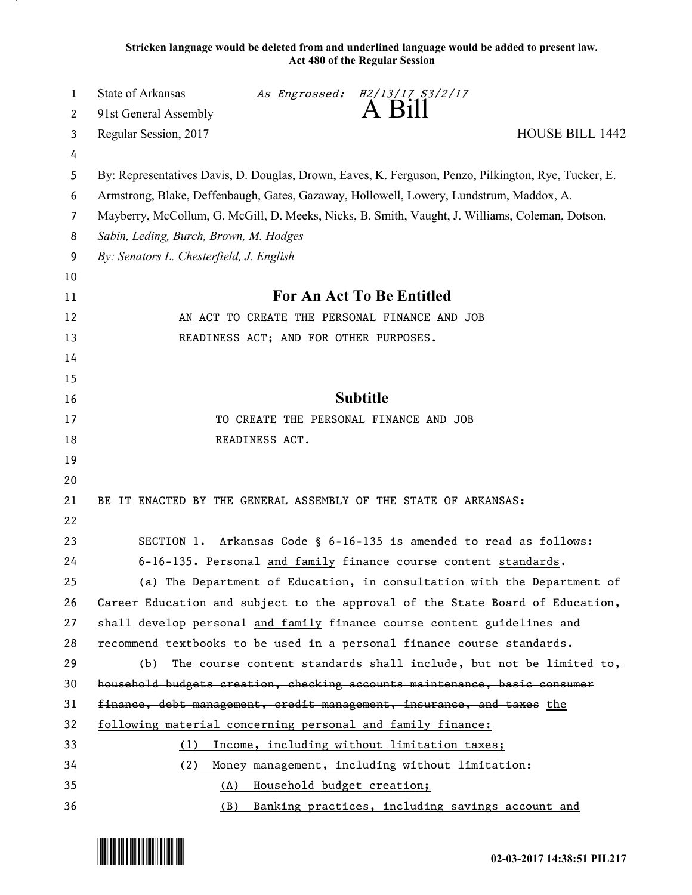**Stricken language would be deleted from and underlined language would be added to present law.**
**Act 480 of the Regular Session**

State of Arkansas *As Engrossed: H2/13/17 S3/2/17*
91st General Assembly
# A Bill
Regular Session, 2017 HOUSE BILL 1442

By: Representatives Davis, D. Douglas, Drown, Eaves, K. Ferguson, Penzo, Pilkington, Rye, Tucker, E. Armstrong, Blake, Deffenbaugh, Gates, Gazaway, Hollowell, Lowery, Lundstrum, Maddox, A. Mayberry, McCollum, G. McGill, D. Meeks, Nicks, B. Smith, Vaught, J. Williams, Coleman, Dotson, *Sabin, Leding, Burch, Brown, M. Hodges*
*By: Senators L. Chesterfield, J. English*

## For An Act To Be Entitled

AN ACT TO CREATE THE PERSONAL FINANCE AND JOB READINESS ACT; AND FOR OTHER PURPOSES.

## Subtitle

TO CREATE THE PERSONAL FINANCE AND JOB READINESS ACT.

BE IT ENACTED BY THE GENERAL ASSEMBLY OF THE STATE OF ARKANSAS:

SECTION 1. Arkansas Code § 6-16-135 is amended to read as follows:

6-16-135. Personal <u>and family</u> finance ~~course content~~ <u>standards</u>.

(a) The Department of Education, in consultation with the Department of Career Education and subject to the approval of the State Board of Education, shall develop personal <u>and family</u> finance ~~course content guidelines and recommend textbooks to be used in a personal finance course~~ <u>standards</u>.

(b) The ~~course content~~ <u>standards</u> shall include~~, but not be limited to, household budgets creation, checking accounts maintenance, basic consumer finance, debt management, credit management, insurance, and taxes~~ <u>the following material concerning personal and family finance:</u>

<u>(1) Income, including without limitation taxes;</u>

<u>(2) Money management, including without limitation:</u>

<u>(A) Household budget creation;</u>

<u>(B) Banking practices, including savings account and</u>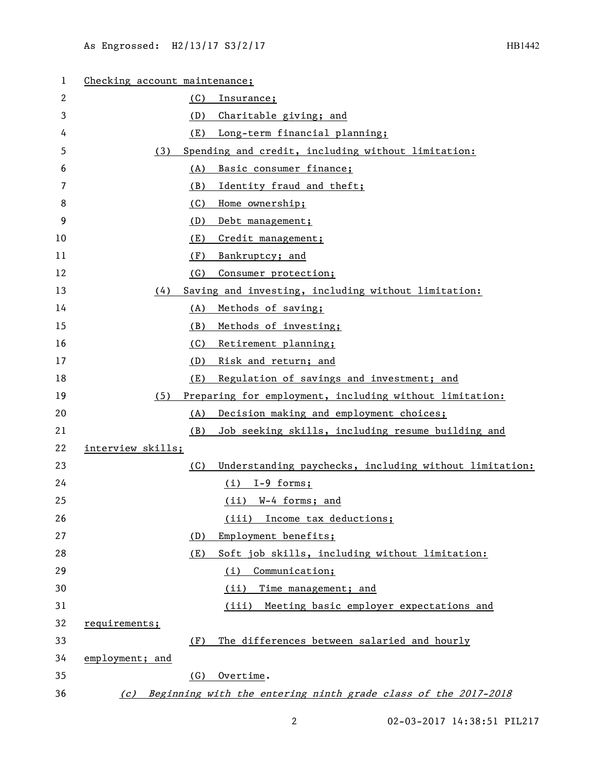Checking account maintenance;

(C) Insurance;

(D) Charitable giving; and

(E) Long-term financial planning;

(3) Spending and credit, including without limitation:

(A) Basic consumer finance;

(B) Identity fraud and theft;

(C) Home ownership;

(D) Debt management;

(E) Credit management;

(F) Bankruptcy; and

(G) Consumer protection;

(4) Saving and investing, including without limitation:

(A) Methods of saving;

(B) Methods of investing;

(C) Retirement planning;

(D) Risk and return; and

(E) Regulation of savings and investment; and

(5) Preparing for employment, including without limitation:

(A) Decision making and employment choices;

(B) Job seeking skills, including resume building and interview skills;

(C) Understanding paychecks, including without limitation:

(i) I-9 forms;

(ii) W-4 forms; and

(iii) Income tax deductions;

(D) Employment benefits;

(E) Soft job skills, including without limitation:

(i) Communication;

(ii) Time management; and

(iii) Meeting basic employer expectations and requirements;

(F) The differences between salaried and hourly employment; and

(G) Overtime.

*(c) Beginning with the entering ninth grade class of the 2017-2018*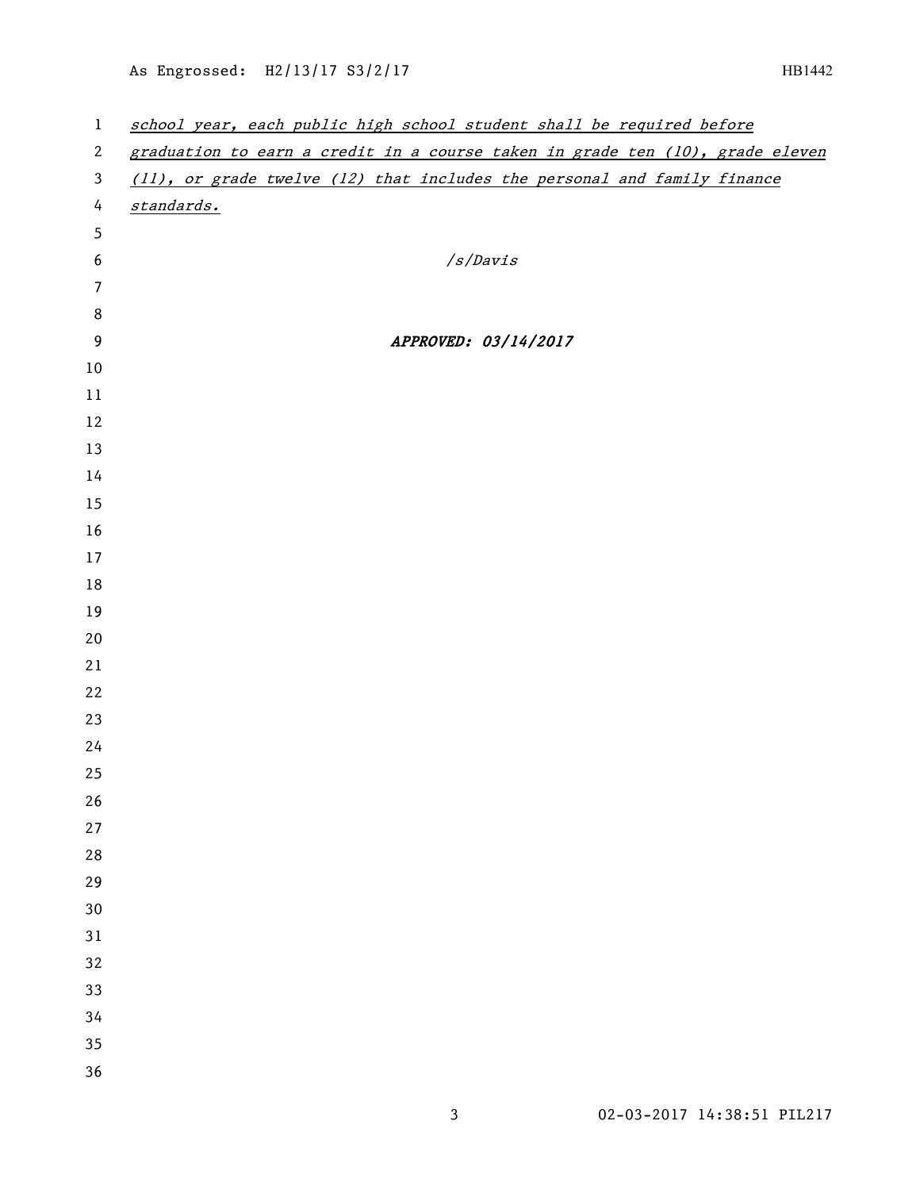*school year, each public high school student shall be required before graduation to earn a credit in a course taken in grade ten (10), grade eleven (11), or grade twelve (12) that includes the personal and family finance standards.*

/s/Davis

***APPROVED: 03/14/2017***